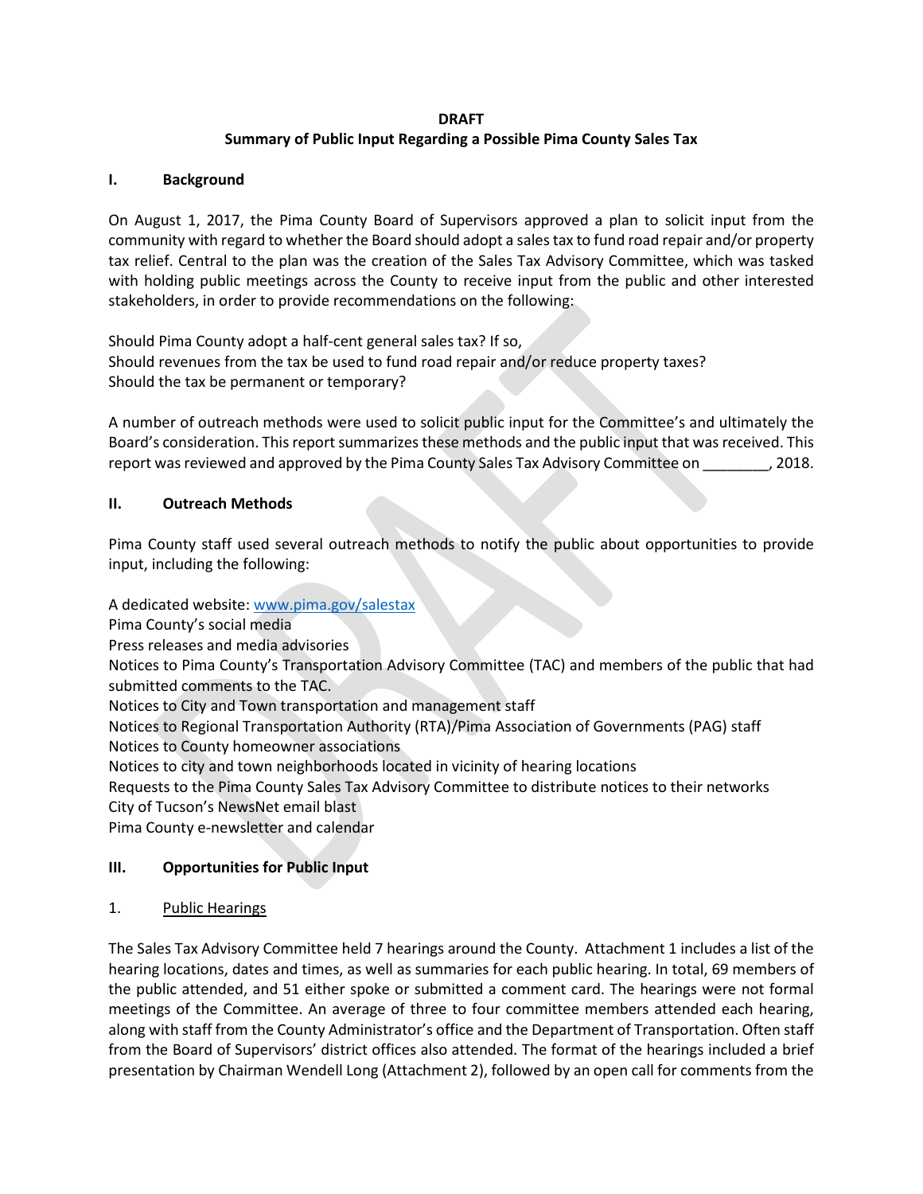**DRAFT**

# Summary of Public Input Regarding a Possible Pima County Sales Tax

## I. Background

On August 1, 2017, the Pima County Board of Supervisors approved a plan to solicit input from the community with regard to whether the Board should adopt a sales tax to fund road repair and/or property tax relief. Central to the plan was the creation of the Sales Tax Advisory Committee, which was tasked with holding public meetings across the County to receive input from the public and other interested stakeholders, in order to provide recommendations on the following:

Should Pima County adopt a half-cent general sales tax? If so,
Should revenues from the tax be used to fund road repair and/or reduce property taxes?
Should the tax be permanent or temporary?

A number of outreach methods were used to solicit public input for the Committee's and ultimately the Board's consideration. This report summarizes these methods and the public input that was received. This report was reviewed and approved by the Pima County Sales Tax Advisory Committee on ________, 2018.

## II. Outreach Methods

Pima County staff used several outreach methods to notify the public about opportunities to provide input, including the following:

A dedicated website: www.pima.gov/salestax
Pima County's social media
Press releases and media advisories
Notices to Pima County's Transportation Advisory Committee (TAC) and members of the public that had submitted comments to the TAC.
Notices to City and Town transportation and management staff
Notices to Regional Transportation Authority (RTA)/Pima Association of Governments (PAG) staff
Notices to County homeowner associations
Notices to city and town neighborhoods located in vicinity of hearing locations
Requests to the Pima County Sales Tax Advisory Committee to distribute notices to their networks
City of Tucson's NewsNet email blast
Pima County e-newsletter and calendar

## III. Opportunities for Public Input

### 1. Public Hearings

The Sales Tax Advisory Committee held 7 hearings around the County. Attachment 1 includes a list of the hearing locations, dates and times, as well as summaries for each public hearing. In total, 69 members of the public attended, and 51 either spoke or submitted a comment card. The hearings were not formal meetings of the Committee. An average of three to four committee members attended each hearing, along with staff from the County Administrator's office and the Department of Transportation. Often staff from the Board of Supervisors' district offices also attended. The format of the hearings included a brief presentation by Chairman Wendell Long (Attachment 2), followed by an open call for comments from the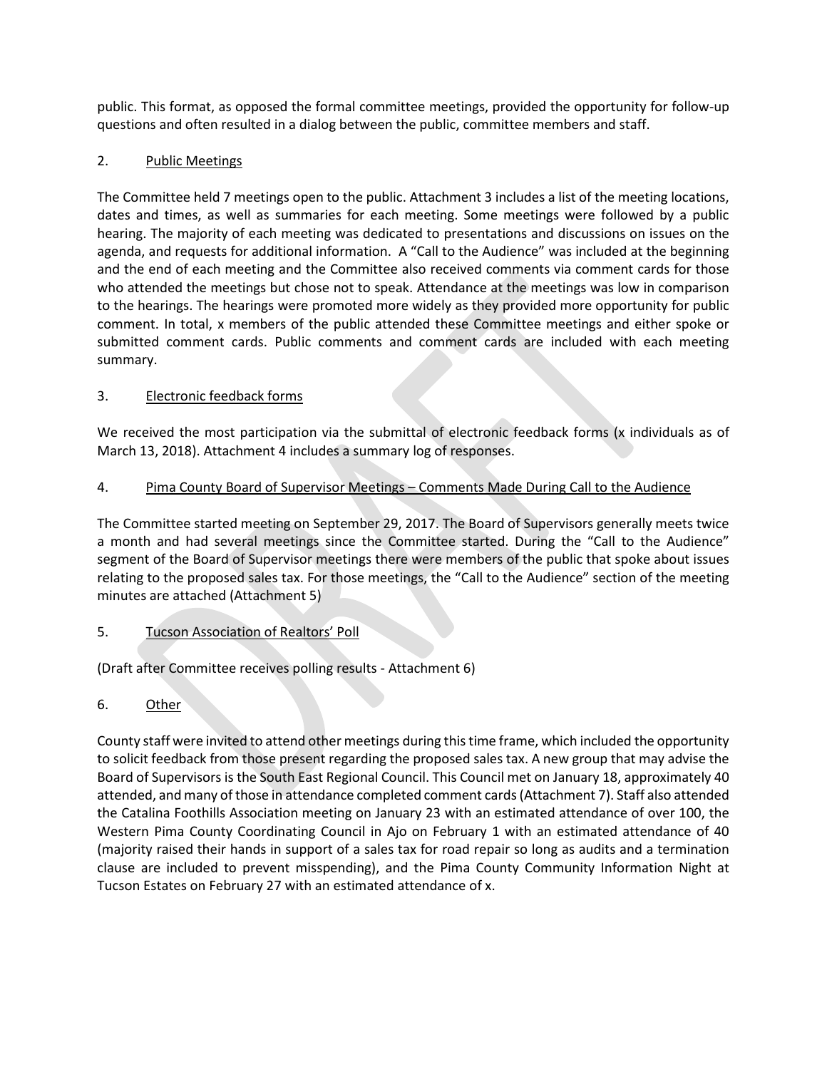public. This format, as opposed the formal committee meetings, provided the opportunity for follow-up questions and often resulted in a dialog between the public, committee members and staff.

2. Public Meetings

The Committee held 7 meetings open to the public. Attachment 3 includes a list of the meeting locations, dates and times, as well as summaries for each meeting. Some meetings were followed by a public hearing. The majority of each meeting was dedicated to presentations and discussions on issues on the agenda, and requests for additional information. A "Call to the Audience" was included at the beginning and the end of each meeting and the Committee also received comments via comment cards for those who attended the meetings but chose not to speak. Attendance at the meetings was low in comparison to the hearings. The hearings were promoted more widely as they provided more opportunity for public comment. In total, x members of the public attended these Committee meetings and either spoke or submitted comment cards. Public comments and comment cards are included with each meeting summary.

3. Electronic feedback forms

We received the most participation via the submittal of electronic feedback forms (x individuals as of March 13, 2018). Attachment 4 includes a summary log of responses.

4. Pima County Board of Supervisor Meetings – Comments Made During Call to the Audience

The Committee started meeting on September 29, 2017. The Board of Supervisors generally meets twice a month and had several meetings since the Committee started. During the "Call to the Audience" segment of the Board of Supervisor meetings there were members of the public that spoke about issues relating to the proposed sales tax. For those meetings, the "Call to the Audience" section of the meeting minutes are attached (Attachment 5)

5. Tucson Association of Realtors' Poll

(Draft after Committee receives polling results - Attachment 6)

6. Other

County staff were invited to attend other meetings during this time frame, which included the opportunity to solicit feedback from those present regarding the proposed sales tax. A new group that may advise the Board of Supervisors is the South East Regional Council. This Council met on January 18, approximately 40 attended, and many of those in attendance completed comment cards (Attachment 7). Staff also attended the Catalina Foothills Association meeting on January 23 with an estimated attendance of over 100, the Western Pima County Coordinating Council in Ajo on February 1 with an estimated attendance of 40 (majority raised their hands in support of a sales tax for road repair so long as audits and a termination clause are included to prevent misspending), and the Pima County Community Information Night at Tucson Estates on February 27 with an estimated attendance of x.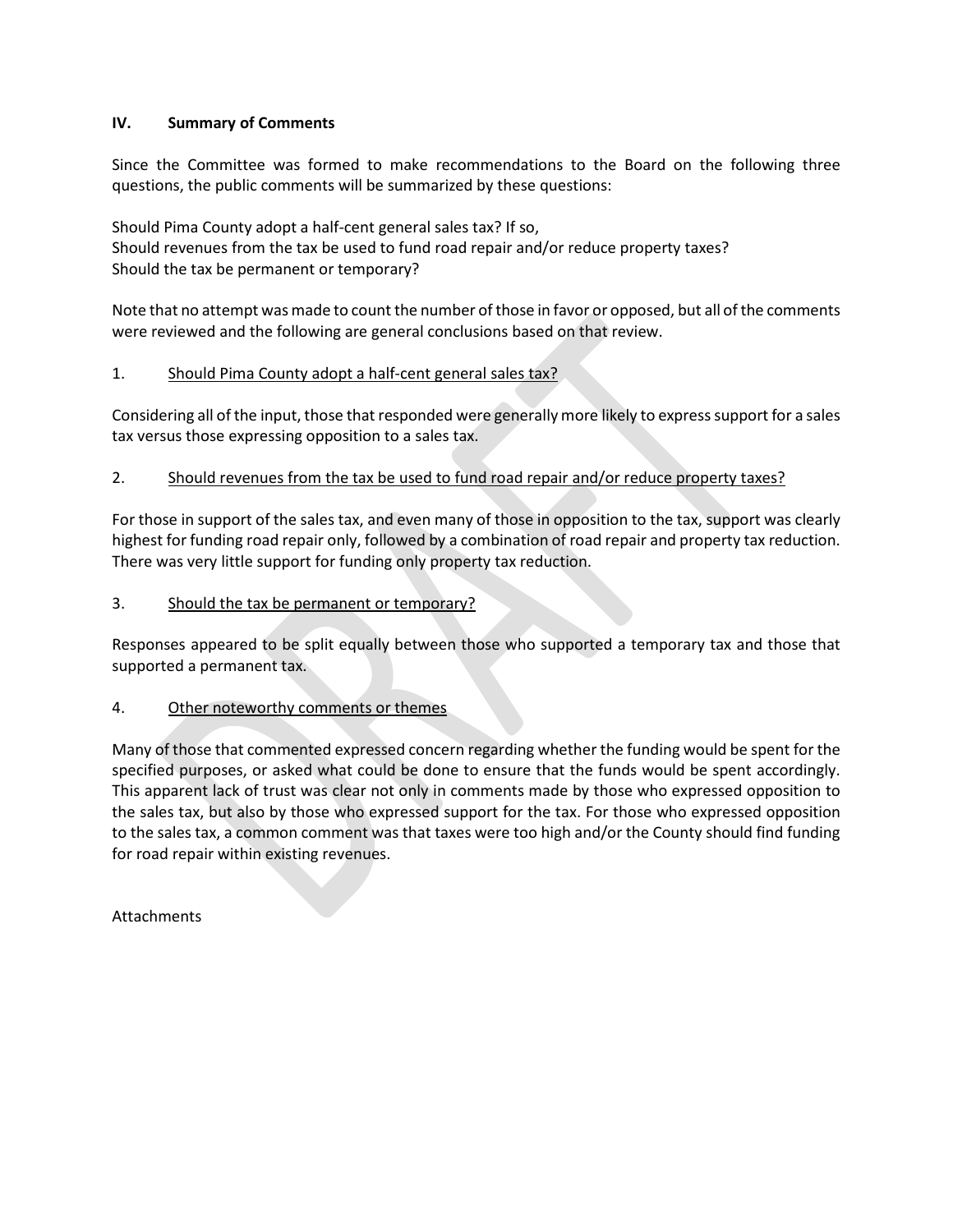## IV. Summary of Comments

Since the Committee was formed to make recommendations to the Board on the following three questions, the public comments will be summarized by these questions:

Should Pima County adopt a half-cent general sales tax? If so,
Should revenues from the tax be used to fund road repair and/or reduce property taxes?
Should the tax be permanent or temporary?

Note that no attempt was made to count the number of those in favor or opposed, but all of the comments were reviewed and the following are general conclusions based on that review.

### 1. Should Pima County adopt a half-cent general sales tax?

Considering all of the input, those that responded were generally more likely to express support for a sales tax versus those expressing opposition to a sales tax.

### 2. Should revenues from the tax be used to fund road repair and/or reduce property taxes?

For those in support of the sales tax, and even many of those in opposition to the tax, support was clearly highest for funding road repair only, followed by a combination of road repair and property tax reduction. There was very little support for funding only property tax reduction.

### 3. Should the tax be permanent or temporary?

Responses appeared to be split equally between those who supported a temporary tax and those that supported a permanent tax.

### 4. Other noteworthy comments or themes

Many of those that commented expressed concern regarding whether the funding would be spent for the specified purposes, or asked what could be done to ensure that the funds would be spent accordingly. This apparent lack of trust was clear not only in comments made by those who expressed opposition to the sales tax, but also by those who expressed support for the tax. For those who expressed opposition to the sales tax, a common comment was that taxes were too high and/or the County should find funding for road repair within existing revenues.

Attachments